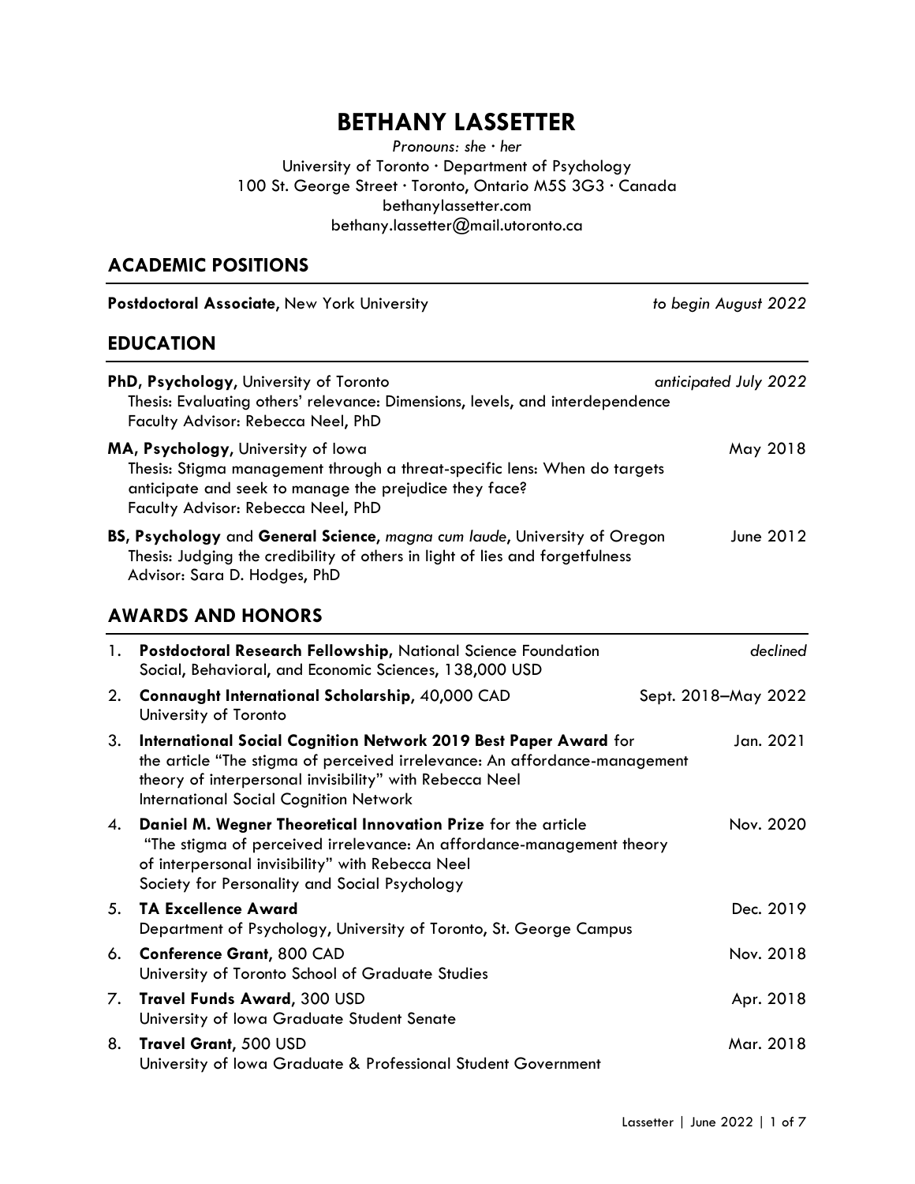# BETHANY LASSETTER

*Pronouns: she · her*
University of Toronto · Department of Psychology
100 St. George Street · Toronto, Ontario M5S 3G3 · Canada
bethanylassetter.com
bethany.lassetter@mail.utoronto.ca

## ACADEMIC POSITIONS

**Postdoctoral Associate,** New York University — *to begin August 2022*

## EDUCATION

**PhD, Psychology,** University of Toronto — *anticipated July 2022*
Thesis: Evaluating others' relevance: Dimensions, levels, and interdependence
Faculty Advisor: Rebecca Neel, PhD

**MA, Psychology,** University of Iowa — May 2018
Thesis: Stigma management through a threat-specific lens: When do targets anticipate and seek to manage the prejudice they face?
Faculty Advisor: Rebecca Neel, PhD

**BS, Psychology** and **General Science,** *magna cum laude*, University of Oregon — June 2012
Thesis: Judging the credibility of others in light of lies and forgetfulness
Advisor: Sara D. Hodges, PhD

## AWARDS AND HONORS

1. **Postdoctoral Research Fellowship,** National Science Foundation — *declined*
   Social, Behavioral, and Economic Sciences, 138,000 USD
2. **Connaught International Scholarship,** 40,000 CAD — Sept. 2018–May 2022
   University of Toronto
3. **International Social Cognition Network 2019 Best Paper Award** for the article "The stigma of perceived irrelevance: An affordance-management theory of interpersonal invisibility" with Rebecca Neel — Jan. 2021
   International Social Cognition Network
4. **Daniel M. Wegner Theoretical Innovation Prize** for the article "The stigma of perceived irrelevance: An affordance-management theory of interpersonal invisibility" with Rebecca Neel — Nov. 2020
   Society for Personality and Social Psychology
5. **TA Excellence Award** — Dec. 2019
   Department of Psychology, University of Toronto, St. George Campus
6. **Conference Grant,** 800 CAD — Nov. 2018
   University of Toronto School of Graduate Studies
7. **Travel Funds Award,** 300 USD — Apr. 2018
   University of Iowa Graduate Student Senate
8. **Travel Grant,** 500 USD — Mar. 2018
   University of Iowa Graduate & Professional Student Government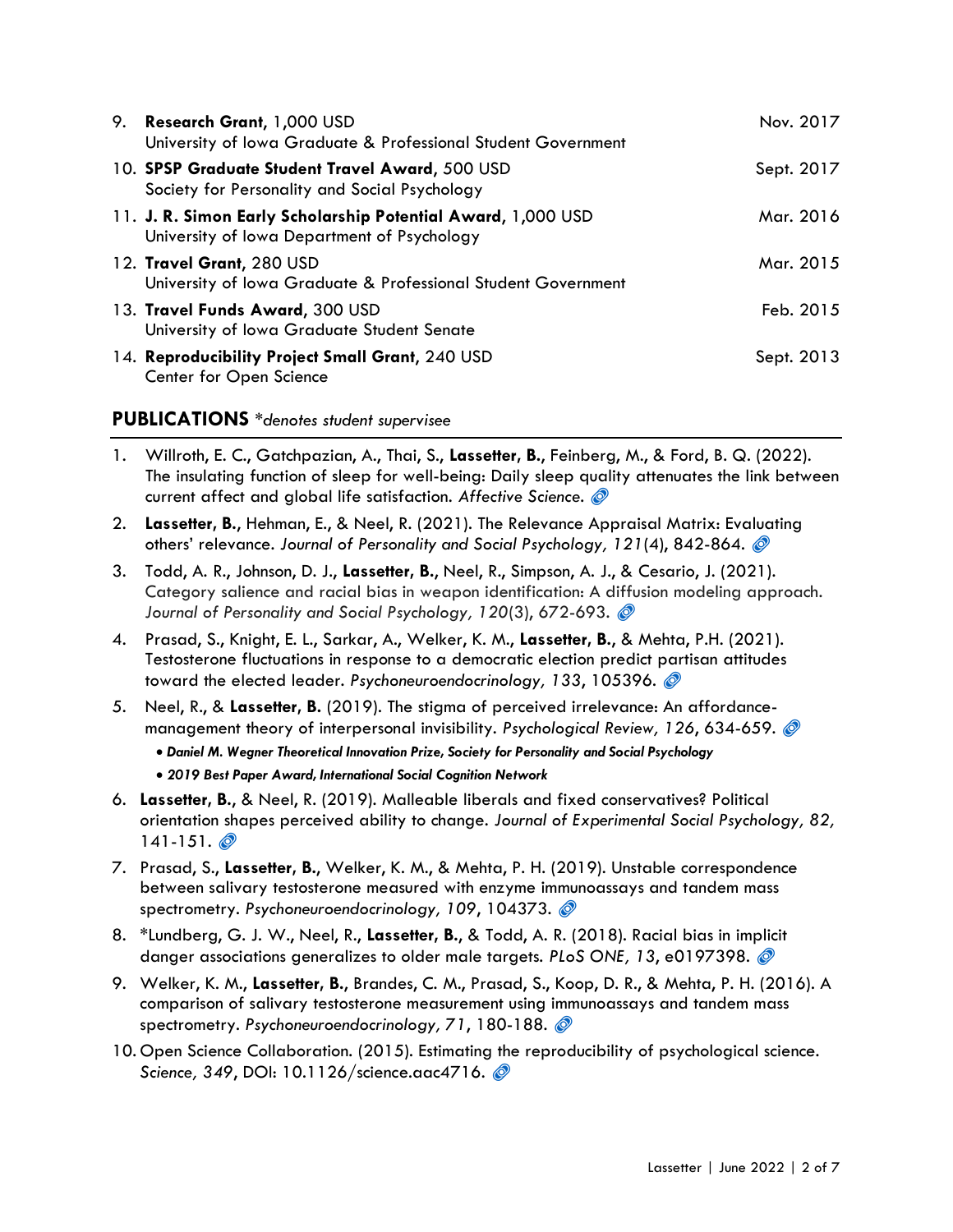9. **Research Grant**, 1,000 USD — Nov. 2017
   University of Iowa Graduate & Professional Student Government
10. **SPSP Graduate Student Travel Award**, 500 USD — Sept. 2017
    Society for Personality and Social Psychology
11. **J. R. Simon Early Scholarship Potential Award**, 1,000 USD — Mar. 2016
    University of Iowa Department of Psychology
12. **Travel Grant**, 280 USD — Mar. 2015
    University of Iowa Graduate & Professional Student Government
13. **Travel Funds Award**, 300 USD — Feb. 2015
    University of Iowa Graduate Student Senate
14. **Reproducibility Project Small Grant**, 240 USD — Sept. 2013
    Center for Open Science

## PUBLICATIONS *\*denotes student supervisee*

1. Willroth, E. C., Gatchpazian, A., Thai, S., **Lassetter, B.**, Feinberg, M., & Ford, B. Q. (2022). The insulating function of sleep for well-being: Daily sleep quality attenuates the link between current affect and global life satisfaction. *Affective Science*.
2. **Lassetter, B.**, Hehman, E., & Neel, R. (2021). The Relevance Appraisal Matrix: Evaluating others' relevance. *Journal of Personality and Social Psychology, 121*(4), 842-864.
3. Todd, A. R., Johnson, D. J., **Lassetter, B.**, Neel, R., Simpson, A. J., & Cesario, J. (2021). Category salience and racial bias in weapon identification: A diffusion modeling approach. *Journal of Personality and Social Psychology, 120*(3), 672-693.
4. Prasad, S., Knight, E. L., Sarkar, A., Welker, K. M., **Lassetter, B.**, & Mehta, P.H. (2021). Testosterone fluctuations in response to a democratic election predict partisan attitudes toward the elected leader. *Psychoneuroendocrinology, 133*, 105396.
5. Neel, R., & **Lassetter, B.** (2019). The stigma of perceived irrelevance: An affordance-management theory of interpersonal invisibility. *Psychological Review, 126*, 634-659.
   - ***Daniel M. Wegner Theoretical Innovation Prize, Society for Personality and Social Psychology***
   - ***2019 Best Paper Award, International Social Cognition Network***
6. **Lassetter, B.**, & Neel, R. (2019). Malleable liberals and fixed conservatives? Political orientation shapes perceived ability to change. *Journal of Experimental Social Psychology, 82*, 141-151.
7. Prasad, S., **Lassetter, B.**, Welker, K. M., & Mehta, P. H. (2019). Unstable correspondence between salivary testosterone measured with enzyme immunoassays and tandem mass spectrometry. *Psychoneuroendocrinology, 109*, 104373.
8. \*Lundberg, G. J. W., Neel, R., **Lassetter, B.**, & Todd, A. R. (2018). Racial bias in implicit danger associations generalizes to older male targets. *PLoS ONE, 13*, e0197398.
9. Welker, K. M., **Lassetter, B.**, Brandes, C. M., Prasad, S., Koop, D. R., & Mehta, P. H. (2016). A comparison of salivary testosterone measurement using immunoassays and tandem mass spectrometry. *Psychoneuroendocrinology, 71*, 180-188.
10. Open Science Collaboration. (2015). Estimating the reproducibility of psychological science. *Science, 349*, DOI: 10.1126/science.aac4716.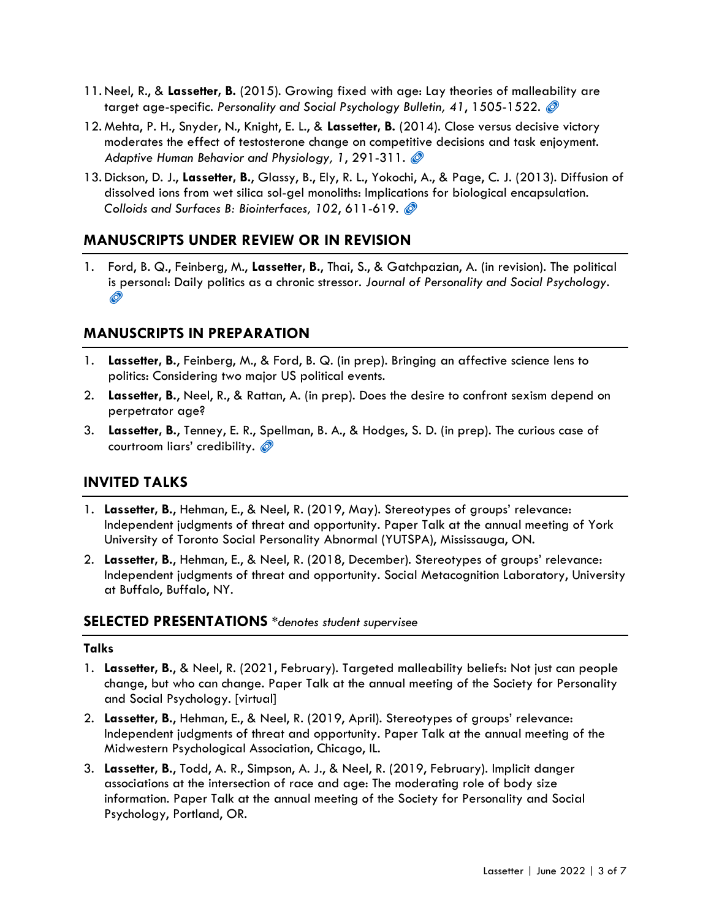11. Neel, R., & **Lassetter, B.** (2015). Growing fixed with age: Lay theories of malleability are target age-specific. *Personality and Social Psychology Bulletin, 41*, 1505-1522.
12. Mehta, P. H., Snyder, N., Knight, E. L., & **Lassetter, B.** (2014). Close versus decisive victory moderates the effect of testosterone change on competitive decisions and task enjoyment. *Adaptive Human Behavior and Physiology, 1*, 291-311.
13. Dickson, D. J., **Lassetter, B.**, Glassy, B., Ely, R. L., Yokochi, A., & Page, C. J. (2013). Diffusion of dissolved ions from wet silica sol-gel monoliths: Implications for biological encapsulation. *Colloids and Surfaces B: Biointerfaces, 102*, 611-619.

## MANUSCRIPTS UNDER REVIEW OR IN REVISION

1. Ford, B. Q., Feinberg, M., **Lassetter, B.**, Thai, S., & Gatchpazian, A. (in revision). The political is personal: Daily politics as a chronic stressor. *Journal of Personality and Social Psychology*.

## MANUSCRIPTS IN PREPARATION

1. **Lassetter, B.**, Feinberg, M., & Ford, B. Q. (in prep). Bringing an affective science lens to politics: Considering two major US political events.
2. **Lassetter, B.**, Neel, R., & Rattan, A. (in prep). Does the desire to confront sexism depend on perpetrator age?
3. **Lassetter, B.**, Tenney, E. R., Spellman, B. A., & Hodges, S. D. (in prep). The curious case of courtroom liars' credibility.

## INVITED TALKS

1. **Lassetter, B.**, Hehman, E., & Neel, R. (2019, May). Stereotypes of groups' relevance: Independent judgments of threat and opportunity. Paper Talk at the annual meeting of York University of Toronto Social Personality Abnormal (YUTSPA), Mississauga, ON.
2. **Lassetter, B.**, Hehman, E., & Neel, R. (2018, December). Stereotypes of groups' relevance: Independent judgments of threat and opportunity. Social Metacognition Laboratory, University at Buffalo, Buffalo, NY.

## SELECTED PRESENTATIONS *\*denotes student supervisee*

### Talks

1. **Lassetter, B.**, & Neel, R. (2021, February). Targeted malleability beliefs: Not just can people change, but who can change. Paper Talk at the annual meeting of the Society for Personality and Social Psychology. [virtual]
2. **Lassetter, B.**, Hehman, E., & Neel, R. (2019, April). Stereotypes of groups' relevance: Independent judgments of threat and opportunity. Paper Talk at the annual meeting of the Midwestern Psychological Association, Chicago, IL.
3. **Lassetter, B.**, Todd, A. R., Simpson, A. J., & Neel, R. (2019, February). Implicit danger associations at the intersection of race and age: The moderating role of body size information. Paper Talk at the annual meeting of the Society for Personality and Social Psychology, Portland, OR.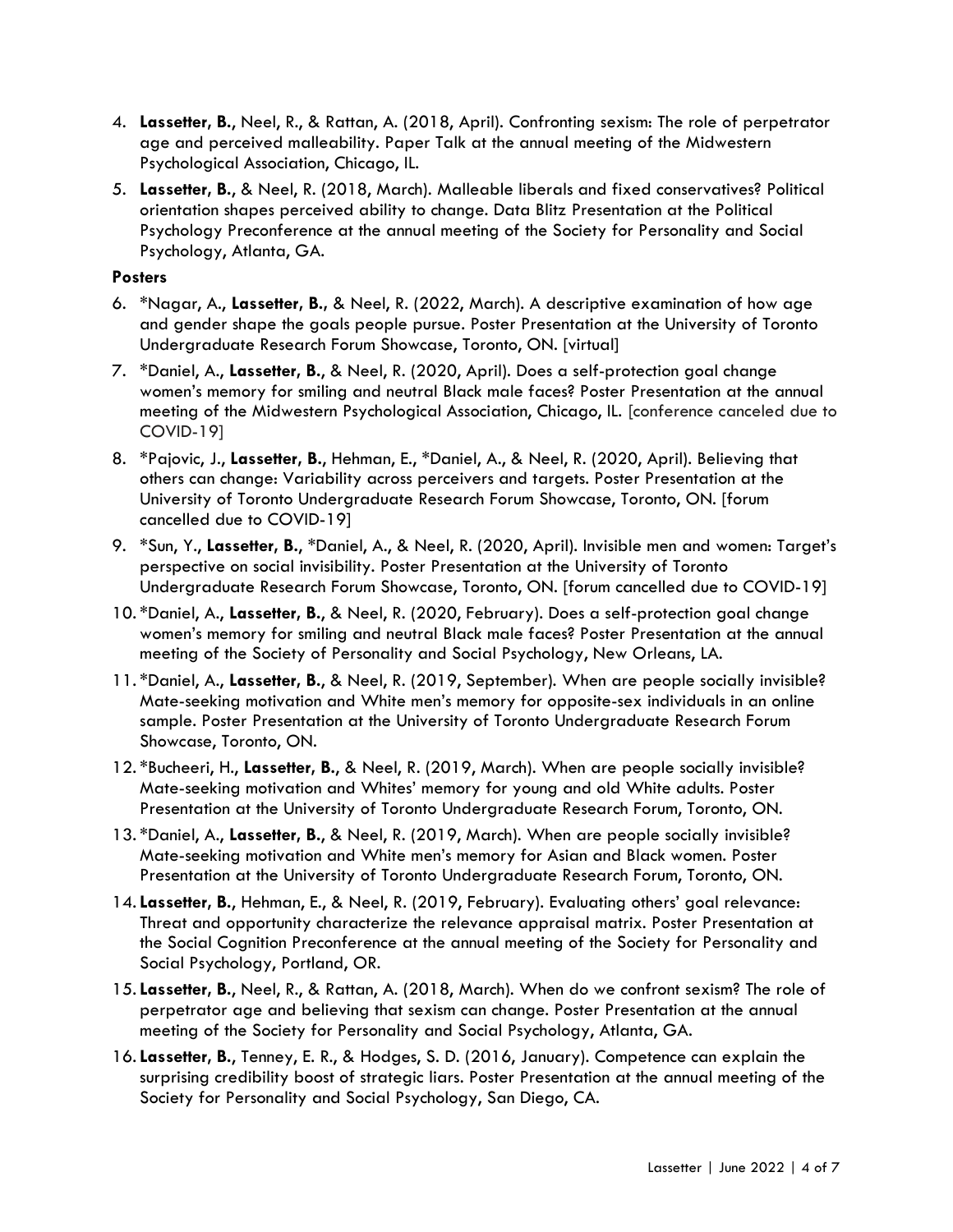4. **Lassetter, B.**, Neel, R., & Rattan, A. (2018, April). Confronting sexism: The role of perpetrator age and perceived malleability. Paper Talk at the annual meeting of the Midwestern Psychological Association, Chicago, IL.
5. **Lassetter, B.**, & Neel, R. (2018, March). Malleable liberals and fixed conservatives? Political orientation shapes perceived ability to change. Data Blitz Presentation at the Political Psychology Preconference at the annual meeting of the Society for Personality and Social Psychology, Atlanta, GA.

**Posters**

6. *Nagar, A., **Lassetter, B.**, & Neel, R. (2022, March). A descriptive examination of how age and gender shape the goals people pursue. Poster Presentation at the University of Toronto Undergraduate Research Forum Showcase, Toronto, ON. [virtual]
7. *Daniel, A., **Lassetter, B.**, & Neel, R. (2020, April). Does a self-protection goal change women's memory for smiling and neutral Black male faces? Poster Presentation at the annual meeting of the Midwestern Psychological Association, Chicago, IL. [conference canceled due to COVID-19]
8. *Pajovic, J., **Lassetter, B.**, Hehman, E., *Daniel, A., & Neel, R. (2020, April). Believing that others can change: Variability across perceivers and targets. Poster Presentation at the University of Toronto Undergraduate Research Forum Showcase, Toronto, ON. [forum cancelled due to COVID-19]
9. *Sun, Y., **Lassetter, B.**, *Daniel, A., & Neel, R. (2020, April). Invisible men and women: Target's perspective on social invisibility. Poster Presentation at the University of Toronto Undergraduate Research Forum Showcase, Toronto, ON. [forum cancelled due to COVID-19]
10. *Daniel, A., **Lassetter, B.**, & Neel, R. (2020, February). Does a self-protection goal change women's memory for smiling and neutral Black male faces? Poster Presentation at the annual meeting of the Society of Personality and Social Psychology, New Orleans, LA.
11. *Daniel, A., **Lassetter, B.**, & Neel, R. (2019, September). When are people socially invisible? Mate-seeking motivation and White men's memory for opposite-sex individuals in an online sample. Poster Presentation at the University of Toronto Undergraduate Research Forum Showcase, Toronto, ON.
12. *Bucheeri, H., **Lassetter, B.**, & Neel, R. (2019, March). When are people socially invisible? Mate-seeking motivation and Whites' memory for young and old White adults. Poster Presentation at the University of Toronto Undergraduate Research Forum, Toronto, ON.
13. *Daniel, A., **Lassetter, B.**, & Neel, R. (2019, March). When are people socially invisible? Mate-seeking motivation and White men's memory for Asian and Black women. Poster Presentation at the University of Toronto Undergraduate Research Forum, Toronto, ON.
14. **Lassetter, B.**, Hehman, E., & Neel, R. (2019, February). Evaluating others' goal relevance: Threat and opportunity characterize the relevance appraisal matrix. Poster Presentation at the Social Cognition Preconference at the annual meeting of the Society for Personality and Social Psychology, Portland, OR.
15. **Lassetter, B.**, Neel, R., & Rattan, A. (2018, March). When do we confront sexism? The role of perpetrator age and believing that sexism can change. Poster Presentation at the annual meeting of the Society for Personality and Social Psychology, Atlanta, GA.
16. **Lassetter, B.**, Tenney, E. R., & Hodges, S. D. (2016, January). Competence can explain the surprising credibility boost of strategic liars. Poster Presentation at the annual meeting of the Society for Personality and Social Psychology, San Diego, CA.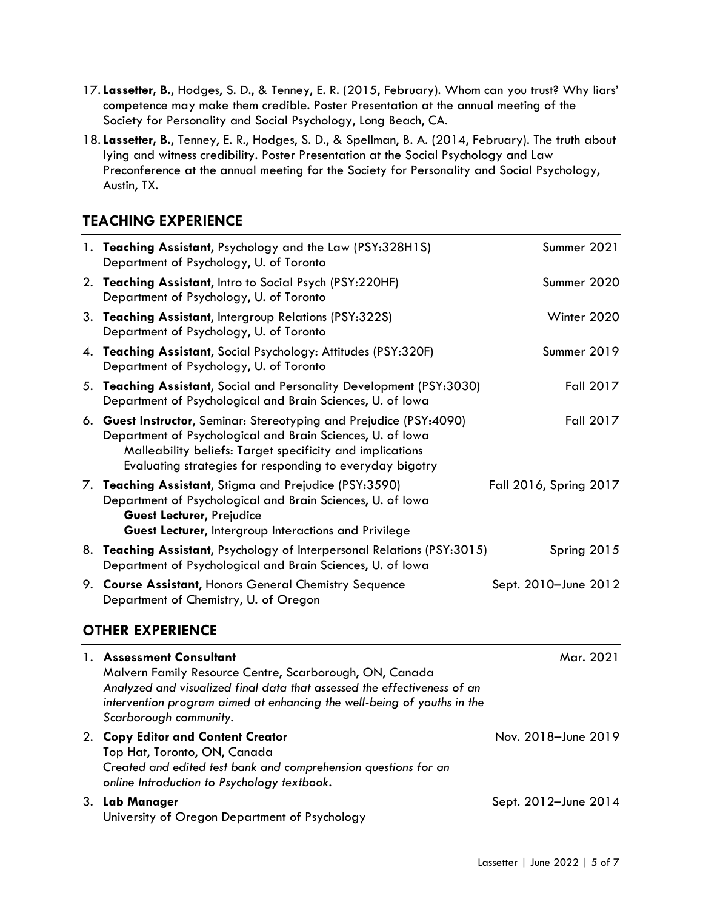17. **Lassetter, B.**, Hodges, S. D., & Tenney, E. R. (2015, February). Whom can you trust? Why liars' competence may make them credible. Poster Presentation at the annual meeting of the Society for Personality and Social Psychology, Long Beach, CA.
18. **Lassetter, B.**, Tenney, E. R., Hodges, S. D., & Spellman, B. A. (2014, February). The truth about lying and witness credibility. Poster Presentation at the Social Psychology and Law Preconference at the annual meeting for the Society for Personality and Social Psychology, Austin, TX.

## TEACHING EXPERIENCE

1. **Teaching Assistant,** Psychology and the Law (PSY:328H1S) — Summer 2021
   Department of Psychology, U. of Toronto
2. **Teaching Assistant,** Intro to Social Psych (PSY:220HF) — Summer 2020
   Department of Psychology, U. of Toronto
3. **Teaching Assistant,** Intergroup Relations (PSY:322S) — Winter 2020
   Department of Psychology, U. of Toronto
4. **Teaching Assistant,** Social Psychology: Attitudes (PSY:320F) — Summer 2019
   Department of Psychology, U. of Toronto
5. **Teaching Assistant,** Social and Personality Development (PSY:3030) — Fall 2017
   Department of Psychological and Brain Sciences, U. of Iowa
6. **Guest Instructor,** Seminar: Stereotyping and Prejudice (PSY:4090) — Fall 2017
   Department of Psychological and Brain Sciences, U. of Iowa
   Malleability beliefs: Target specificity and implications
   Evaluating strategies for responding to everyday bigotry
7. **Teaching Assistant,** Stigma and Prejudice (PSY:3590) — Fall 2016, Spring 2017
   Department of Psychological and Brain Sciences, U. of Iowa
   **Guest Lecturer,** Prejudice
   **Guest Lecturer,** Intergroup Interactions and Privilege
8. **Teaching Assistant,** Psychology of Interpersonal Relations (PSY:3015) — Spring 2015
   Department of Psychological and Brain Sciences, U. of Iowa
9. **Course Assistant,** Honors General Chemistry Sequence — Sept. 2010–June 2012
   Department of Chemistry, U. of Oregon

## OTHER EXPERIENCE

1. **Assessment Consultant** — Mar. 2021
   Malvern Family Resource Centre, Scarborough, ON, Canada
   *Analyzed and visualized final data that assessed the effectiveness of an intervention program aimed at enhancing the well-being of youths in the Scarborough community.*
2. **Copy Editor and Content Creator** — Nov. 2018–June 2019
   Top Hat, Toronto, ON, Canada
   *Created and edited test bank and comprehension questions for an online Introduction to Psychology textbook.*
3. **Lab Manager** — Sept. 2012–June 2014
   University of Oregon Department of Psychology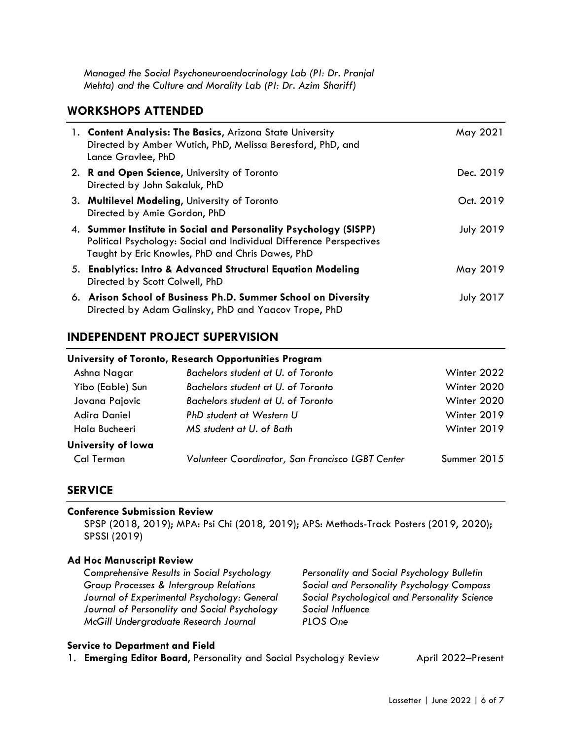*Managed the Social Psychoneuroendocrinology Lab (PI: Dr. Pranjal Mehta) and the Culture and Morality Lab (PI: Dr. Azim Shariff)*

## WORKSHOPS ATTENDED

1. **Content Analysis: The Basics**, Arizona State University — May 2021
   Directed by Amber Wutich, PhD, Melissa Beresford, PhD, and Lance Gravlee, PhD
2. **R and Open Science**, University of Toronto — Dec. 2019
   Directed by John Sakaluk, PhD
3. **Multilevel Modeling**, University of Toronto — Oct. 2019
   Directed by Amie Gordon, PhD
4. **Summer Institute in Social and Personality Psychology (SISPP)** — July 2019
   Political Psychology: Social and Individual Difference Perspectives
   Taught by Eric Knowles, PhD and Chris Dawes, PhD
5. **Enablytics: Intro & Advanced Structural Equation Modeling** — May 2019
   Directed by Scott Colwell, PhD
6. **Arison School of Business Ph.D. Summer School on Diversity** — July 2017
   Directed by Adam Galinsky, PhD and Yaacov Trope, PhD

## INDEPENDENT PROJECT SUPERVISION

**University of Toronto, Research Opportunities Program**

| Name | Current Position | Term |
|---|---|---|
| Ashna Nagar | *Bachelors student at U. of Toronto* | Winter 2022 |
| Yibo (Eable) Sun | *Bachelors student at U. of Toronto* | Winter 2020 |
| Jovana Pajovic | *Bachelors student at U. of Toronto* | Winter 2020 |
| Adira Daniel | *PhD student at Western U* | Winter 2019 |
| Hala Bucheeri | *MS student at U. of Bath* | Winter 2019 |

**University of Iowa**

| Name | Current Position | Term |
|---|---|---|
| Cal Terman | *Volunteer Coordinator, San Francisco LGBT Center* | Summer 2015 |

## SERVICE

**Conference Submission Review**

SPSP (2018, 2019); MPA: Psi Chi (2018, 2019); APS: Methods-Track Posters (2019, 2020); SPSSI (2019)

**Ad Hoc Manuscript Review**

*Comprehensive Results in Social Psychology*
*Group Processes & Intergroup Relations*
*Journal of Experimental Psychology: General*
*Journal of Personality and Social Psychology*
*McGill Undergraduate Research Journal*
*Personality and Social Psychology Bulletin*
*Social and Personality Psychology Compass*
*Social Psychological and Personality Science*
*Social Influence*
*PLOS One*

**Service to Department and Field**

1. **Emerging Editor Board**, Personality and Social Psychology Review — April 2022–Present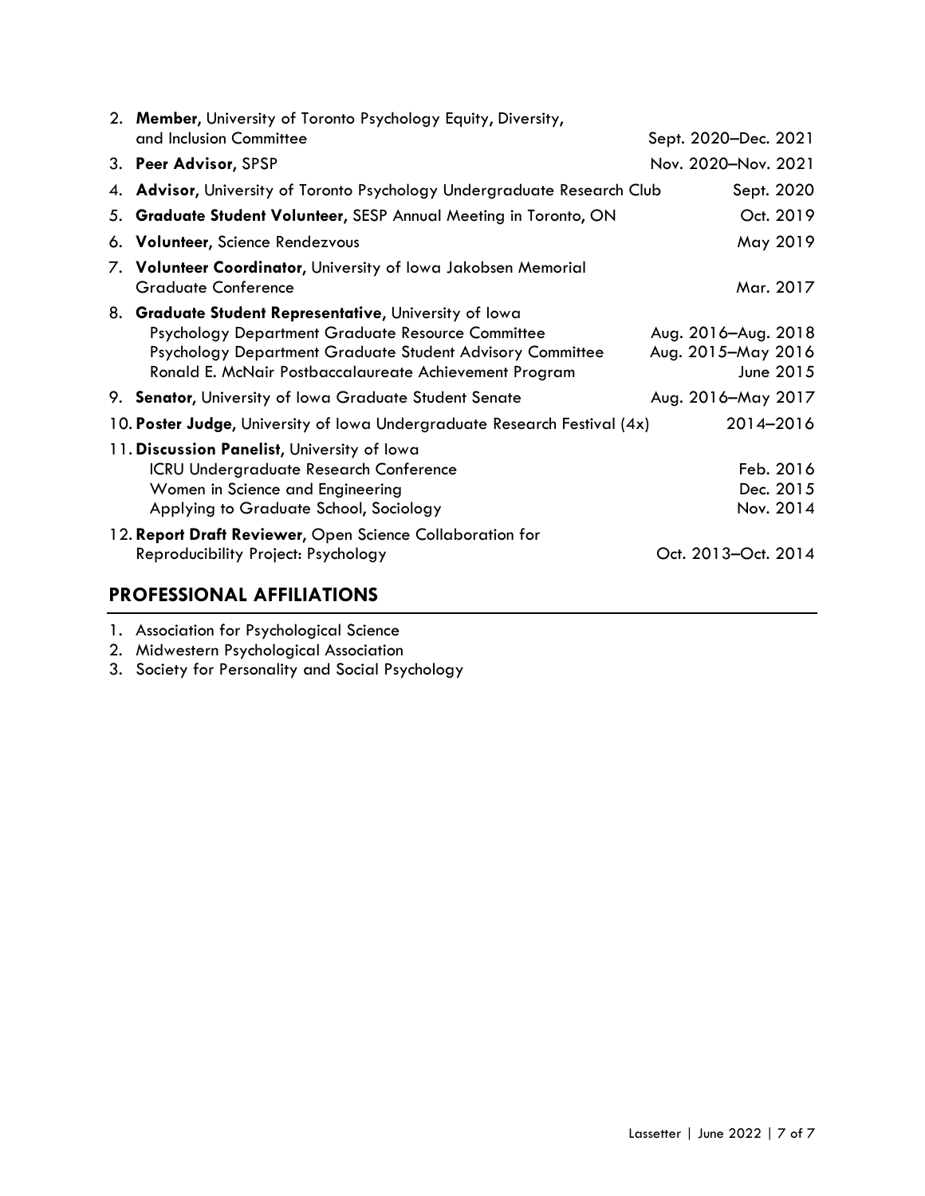2. **Member,** University of Toronto Psychology Equity, Diversity, and Inclusion Committee — Sept. 2020–Dec. 2021
3. **Peer Advisor,** SPSP — Nov. 2020–Nov. 2021
4. **Advisor,** University of Toronto Psychology Undergraduate Research Club — Sept. 2020
5. **Graduate Student Volunteer,** SESP Annual Meeting in Toronto, ON — Oct. 2019
6. **Volunteer,** Science Rendezvous — May 2019
7. **Volunteer Coordinator,** University of Iowa Jakobsen Memorial Graduate Conference — Mar. 2017
8. **Graduate Student Representative,** University of Iowa
   - Psychology Department Graduate Resource Committee — Aug. 2016–Aug. 2018
   - Psychology Department Graduate Student Advisory Committee — Aug. 2015–May 2016
   - Ronald E. McNair Postbaccalaureate Achievement Program — June 2015
9. **Senator,** University of Iowa Graduate Student Senate — Aug. 2016–May 2017
10. **Poster Judge,** University of Iowa Undergraduate Research Festival (4x) — 2014–2016
11. **Discussion Panelist,** University of Iowa
    - ICRU Undergraduate Research Conference — Feb. 2016
    - Women in Science and Engineering — Dec. 2015
    - Applying to Graduate School, Sociology — Nov. 2014
12. **Report Draft Reviewer,** Open Science Collaboration for Reproducibility Project: Psychology — Oct. 2013–Oct. 2014

## PROFESSIONAL AFFILIATIONS

1. Association for Psychological Science
2. Midwestern Psychological Association
3. Society for Personality and Social Psychology